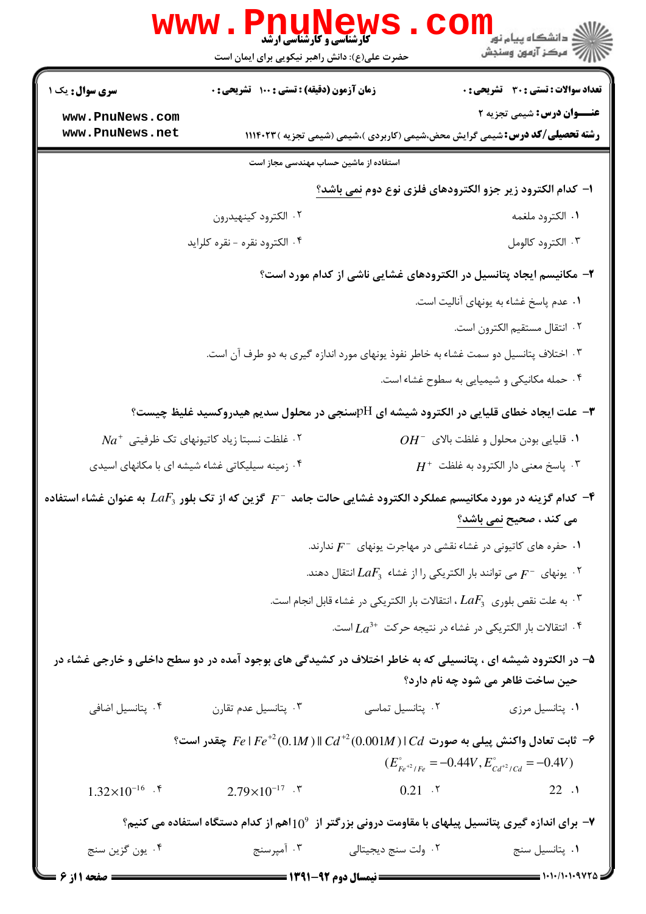کارشناسی و کارشناسی ارشد

حضرت علی(ع): دانش راهبر نیکویی برای ایمان است

دانشگاه پیام نور
مرکز آزمون وسنجش

**سری سوال:** یک ۱

**زمان آزمون (دقیقه) : تستی : ۱۰۰ تشریحی : ۰**

**تعداد سوالات : تستی : ۳۰ تشریحی : ۰**

**عنـــوان درس:** شیمی تجزیه ۲

**رشته تحصیلی/کد درس:** شیمی گرایش محض،شیمی (کاربردی )،شیمی (شیمی تجزیه )۱۱۱۴۰۲۳

استفاده از ماشین حساب مهندسی مجاز است

**۱- کدام الکترود زیر جزو الکترودهای فلزی نوع دوم نمی باشد؟**

۱. الکترود ملغمه

۲. الکترود کینهیدرون

۳. الکترود کالومل

۴. الکترود نقره - نقره کلراید

**۲- مکانیسم ایجاد پتانسیل در الکترودهای غشایی ناشی از کدام مورد است؟**

۱. عدم پاسخ غشاء به یونهای آنالیت است.

۲. انتقال مستقیم الکترون است.

۳. اختلاف پتانسیل دو سمت غشاء به خاطر نفوذ یونهای مورد اندازه گیری به دو طرف آن است.

۴. حمله مکانیکی و شیمیایی به سطوح غشاء است.

**۳- علت ایجاد خطای قلیایی در الکترود شیشه ای pHسنجی در محلول سدیم هیدروکسید غلیظ چیست؟**

۱. قلیایی بودن محلول و غلظت بالای $OH^-$

۲. غلظت نسبتا زیاد کاتیونهای تک ظرفیتی $Na^+$

۳. پاسخ معنی دار الکترود به غلظت $H^+$

۴. زمینه سیلیکاتی غشاء شیشه ای با مکانهای اسیدی

**۴- کدام گزینه در مورد مکانیسم عملکرد الکترود غشایی حالت جامد $F^-$ گزین که از تک بلور $LaF_3$ به عنوان غشاء استفاده می کند ، صحیح نمی باشد؟**

۱. حفره های کاتیونی در غشاء نقشی در مهاجرت یونهای $F^-$ ندارند.

۲. یونهای $F^-$ می توانند بار الکتریکی را از غشاء $LaF_3$ انتقال دهند.

۳. به علت نقص بلوری $LaF_3$ ، انتقالات بار الکتریکی در غشاء قابل انجام است.

۴. انتقالات بار الکتریکی در غشاء در نتیجه حرکت $La^{3+}$ است.

**۵- در الکترود شیشه ای ، پتانسیلی که به خاطر اختلاف در کشیدگی های بوجود آمده در دو سطح داخلی و خارجی غشاء در حین ساخت ظاهر می شود چه نام دارد؟**

۱. پتانسیل مرزی

۲. پتانسیل تماسی

۳. پتانسیل عدم تقارن

۴. پتانسیل اضافی

**۶- ثابت تعادل واکنش پیلی به صورت $Fe \mid Fe^{+2}(0.1M) \parallel Cd^{+2}(0.001M) \mid Cd$ چقدر است؟**

$(E^\circ_{Fe^{+2}/Fe} = -0.44V, E^\circ_{Cd^{+2}/Cd} = -0.4V)$

۱. 22

۲. 0.21

۳. $2.79 \times 10^{-17}$

۴. $1.32 \times 10^{-16}$

**۷- برای اندازه گیری پتانسیل پیلهای با مقاومت درونی بزرگتر از $10^9$ اهم از کدام دستگاه استفاده می کنیم؟**

۱. پتانسیل سنج

۲. ولت سنج دیجیتالی

۳. آمپرسنج

۴. یون گزین سنج

نیمسال دوم ۹۲-۱۳۹۱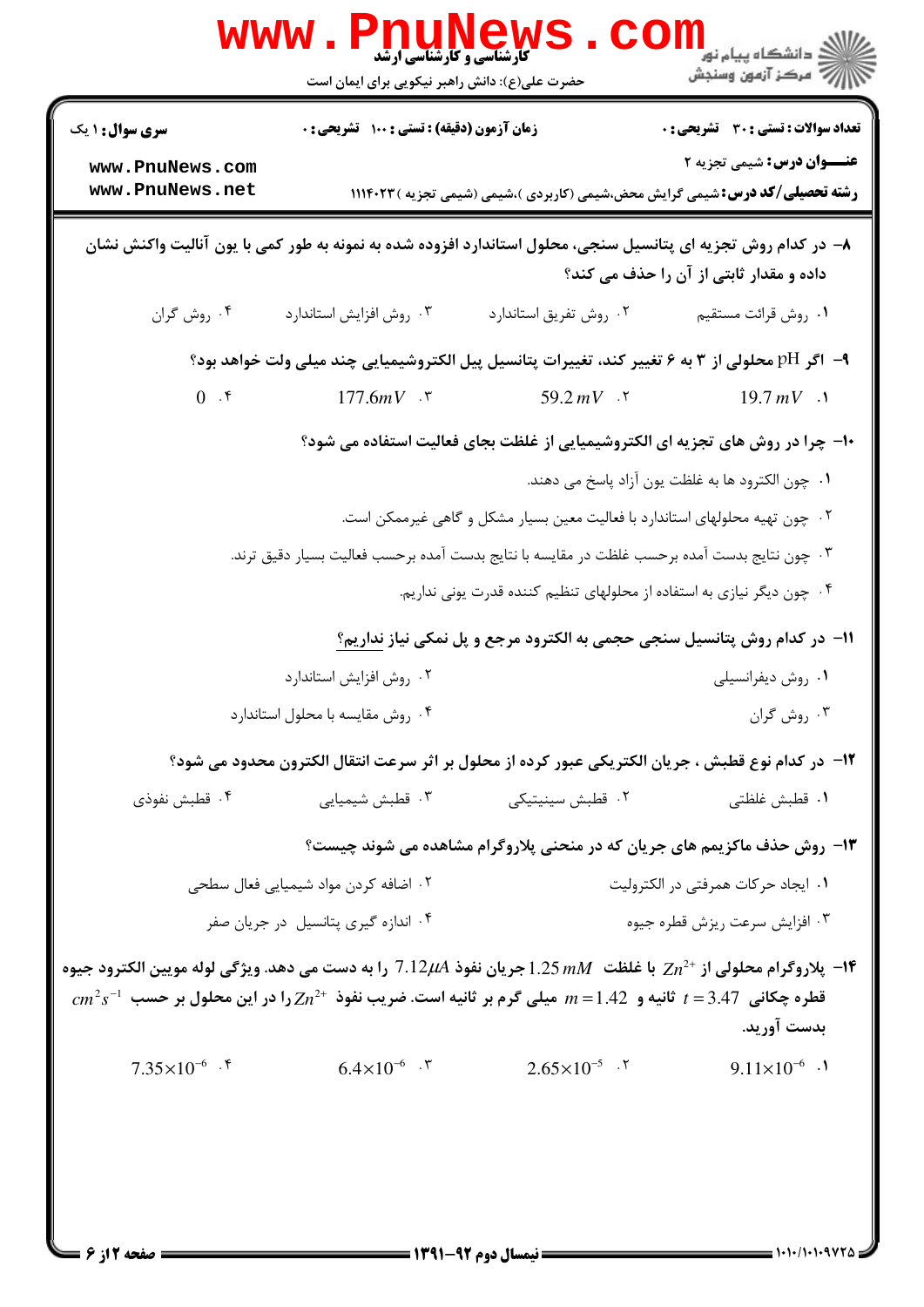**سری سوال:** ۱ یک

**زمان آزمون (دقیقه) : تستی : ۱۰۰ تشریحی : ۰**

**تعداد سوالات : تستی : ۳۰ تشریحی : ۰**

**عنـــوان درس:** شیمی تجزیه ۲

**رشته تحصیلی/کد درس:** شیمی گرایش محض،شیمی (کاربردی )،شیمی (شیمی تجزیه ) ۱۱۱۴۰۲۳

**۸- در کدام روش تجزیه ای پتانسیل سنجی، محلول استاندارد افزوده شده به نمونه به طور کمی با یون آنالیت واکنش نشان داده و مقدار ثابتی از آن را حذف می کند؟**

۱. روش قرائت مستقیم
۲. روش تفریق استاندارد
۳. روش افزایش استاندارد
۴. روش گران

**۹- اگر pH محلولی از ۳ به ۶ تغییر کند، تغییرات پتانسیل پیل الکتروشیمیایی چند میلی ولت خواهد بود؟**

۱. $19.7\,mV$
۲. $59.2\,mV$
۳. $177.6mV$
۴. $0$

**۱۰- چرا در روش های تجزیه ای الکتروشیمیایی از غلظت بجای فعالیت استفاده می شود؟**

۱. چون الکترود ها به غلظت یون آزاد پاسخ می دهند.
۲. چون تهیه محلولهای استاندارد با فعالیت معین بسیار مشکل و گاهی غیرممکن است.
۳. چون نتایج بدست آمده برحسب غلظت در مقایسه با نتایج بدست آمده برحسب فعالیت بسیار دقیق ترند.
۴. چون دیگر نیازی به استفاده از محلولهای تنظیم کننده قدرت یونی نداریم.

**۱۱- در کدام روش پتانسیل سنجی حجمی به الکترود مرجع و پل نمکی نیاز نداریم؟**

۱. روش دیفرانسیلی
۲. روش افزایش استاندارد
۳. روش گران
۴. روش مقایسه با محلول استاندارد

**۱۲- در کدام نوع قطبش ، جریان الکتریکی عبور کرده از محلول بر اثر سرعت انتقال الکترون محدود می شود؟**

۱. قطبش غلظتی
۲. قطبش سینیتیکی
۳. قطبش شیمیایی
۴. قطبش نفوذی

**۱۳- روش حذف ماکزیمم های جریان که در منحنی پلاروگرام مشاهده می شوند چیست؟**

۱. ایجاد حرکات همرفتی در الکترولیت
۲. اضافه کردن مواد شیمیایی فعال سطحی
۳. افزایش سرعت ریزش قطره جیوه
۴. اندازه گیری پتانسیل در جریان صفر

**۱۴- پلاروگرام محلولی از $Zn^{2+}$ با غلظت $1.25\,mM$ جریان نفوذ $7.12\mu A$ را به دست می دهد. ویژگی لوله مویین الکترود جیوه قطره چکانی $t = 3.47$ ثانیه و $m = 1.42$ میلی گرم بر ثانیه است. ضریب نفوذ $Zn^{2+}$ را در این محلول بر حسب $cm^2s^{-1}$ بدست آورید.**

۱. $9.11\times10^{-6}$
۲. $2.65\times10^{-5}$
۳. $6.4\times10^{-6}$
۴. $7.35\times10^{-6}$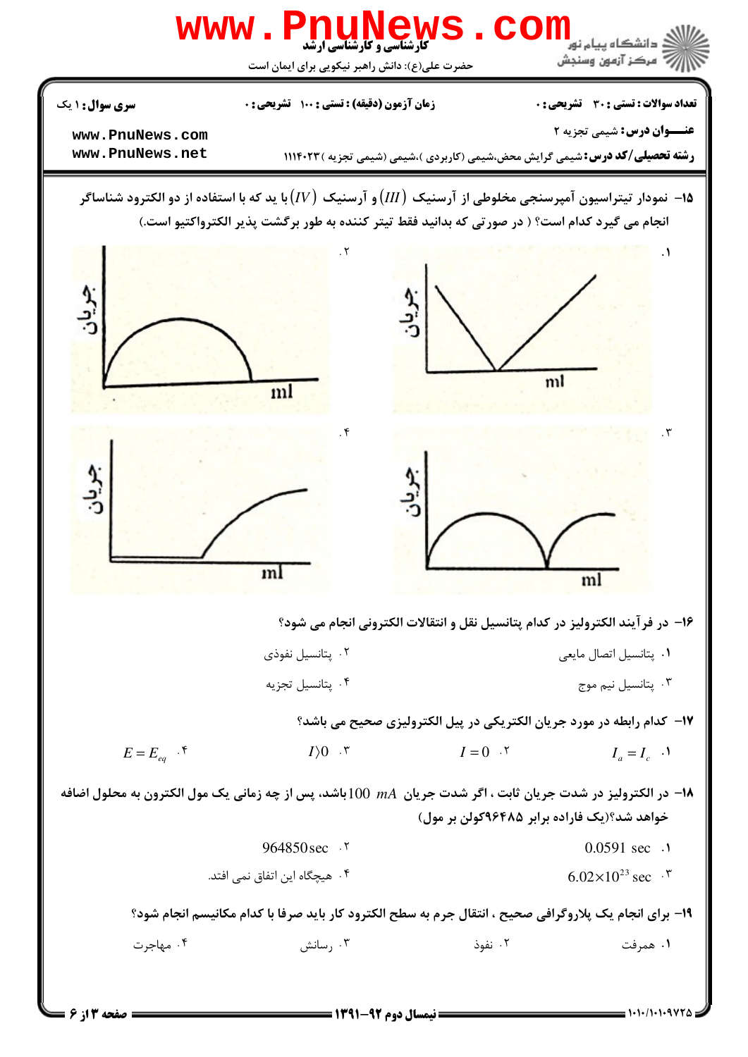۱۵– نمودار تیتراسیون آمپرسنجی مخلوطی از آرسنیک $(III)$ و آرسنیک $(IV)$ با ید که با استفاده از دو الکترود شناساگر انجام می گیرد کدام است؟ ( در صورتی که بدانید فقط تیتر کننده به طور برگشت پذیر الکترواکتیو است.)

۱.

۲.

۳.

۴.

۱۶– در فرآیند الکترولیز در کدام پتانسیل نقل و انتقالات الکترونی انجام می شود؟

۱. پتانسیل اتصال مایعی

۲. پتانسیل نفوذی

۳. پتانسیل نیم موج

۴. پتانسیل تجزیه

۱۷– کدام رابطه در مورد جریان الکتریکی در پیل الکترولیزی صحیح می باشد؟

۱. $I_a = I_c$

۲. $I = 0$

۳. $I > 0$

۴. $E = E_{eq}$

۱۸– در الکترولیز در شدت جریان ثابت ، اگر شدت جریان $100\ mA$ باشد، پس از چه زمانی یک مول الکترون به محلول اضافه خواهد شد؟(یک فاراده برابر ۹۶۴۸۵کولن بر مول)

۱. $0.0591\ \text{sec}$

۲. $964850\text{sec}$

۳. $6.02\times10^{23}\ \text{sec}$

۴. هیچگاه این اتفاق نمی افتد.

۱۹– برای انجام یک پلاروگرافی صحیح ، انتقال جرم به سطح الکترود کار باید صرفا با کدام مکانیسم انجام شود؟

۱. همرفت

۲. نفوذ

۳. رسانش

۴. مهاجرت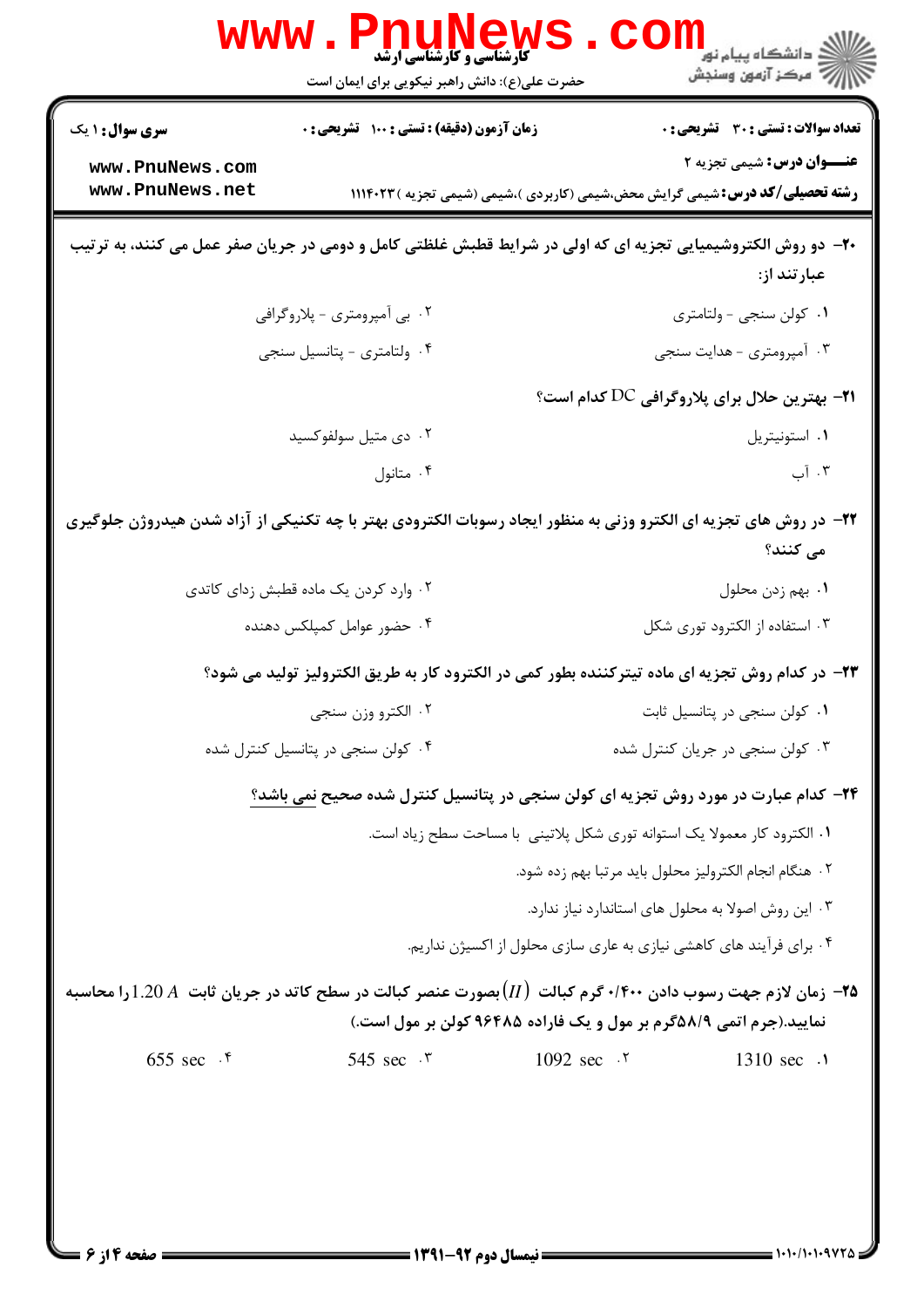**۲۰- دو روش الکتروشیمیایی تجزیه ای که اولی در شرایط قطبش غلظتی کامل و دومی در جریان صفر عمل می کنند، به ترتیب عبارتند از:**

۱. کولن سنجی - ولتامتری

۲. بی آمپرومتری - پلاروگرافی

۳. آمپرومتری - هدایت سنجی

۴. ولتامتری - پتانسیل سنجی

**۲۱- بهترین حلال برای پلاروگرافی DC کدام است؟**

۱. استونیتریل

۲. دی متیل سولفوکسید

۳. آب

۴. متانول

**۲۲- در روش های تجزیه ای الکترو وزنی به منظور ایجاد رسوبات الکترودی بهتر با چه تکنیکی از آزاد شدن هیدروژن جلوگیری می کنند؟**

۱. بهم زدن محلول

۲. وارد کردن یک ماده قطبش زدای کاتدی

۳. استفاده از الکترود توری شکل

۴. حضور عوامل کمپلکس دهنده

**۲۳- در کدام روش تجزیه ای ماده تیترکننده بطور کمی در الکترود کار به طریق الکترولیز تولید می شود؟**

۱. کولن سنجی در پتانسیل ثابت

۲. الکترو وزن سنجی

۳. کولن سنجی در جریان کنترل شده

۴. کولن سنجی در پتانسیل کنترل شده

**۲۴- کدام عبارت در مورد روش تجزیه ای کولن سنجی در پتانسیل کنترل شده صحیح نمی باشد؟**

۱. الکترود کار معمولا یک استوانه توری شکل پلاتینی با مساحت سطح زیاد است.

۲. هنگام انجام الکترولیز محلول باید مرتبا بهم زده شود.

۳. این روش اصولا به محلول های استاندارد نیاز ندارد.

۴. برای فرآیند های کاهشی نیازی به عاری سازی محلول از اکسیژن نداریم.

**۲۵- زمان لازم جهت رسوب دادن ۰/۴۰۰ گرم کبالت $(II)$ بصورت عنصر کبالت در سطح کاتد در جریان ثابت $1.20\ A$ را محاسبه نمایید.(جرم اتمی ۵۸/۹گرم بر مول و یک فاراده ۹۶۴۸۵ کولن بر مول است.)**

۱. 1310 sec

۲. 1092 sec

۳. 545 sec

۴. 655 sec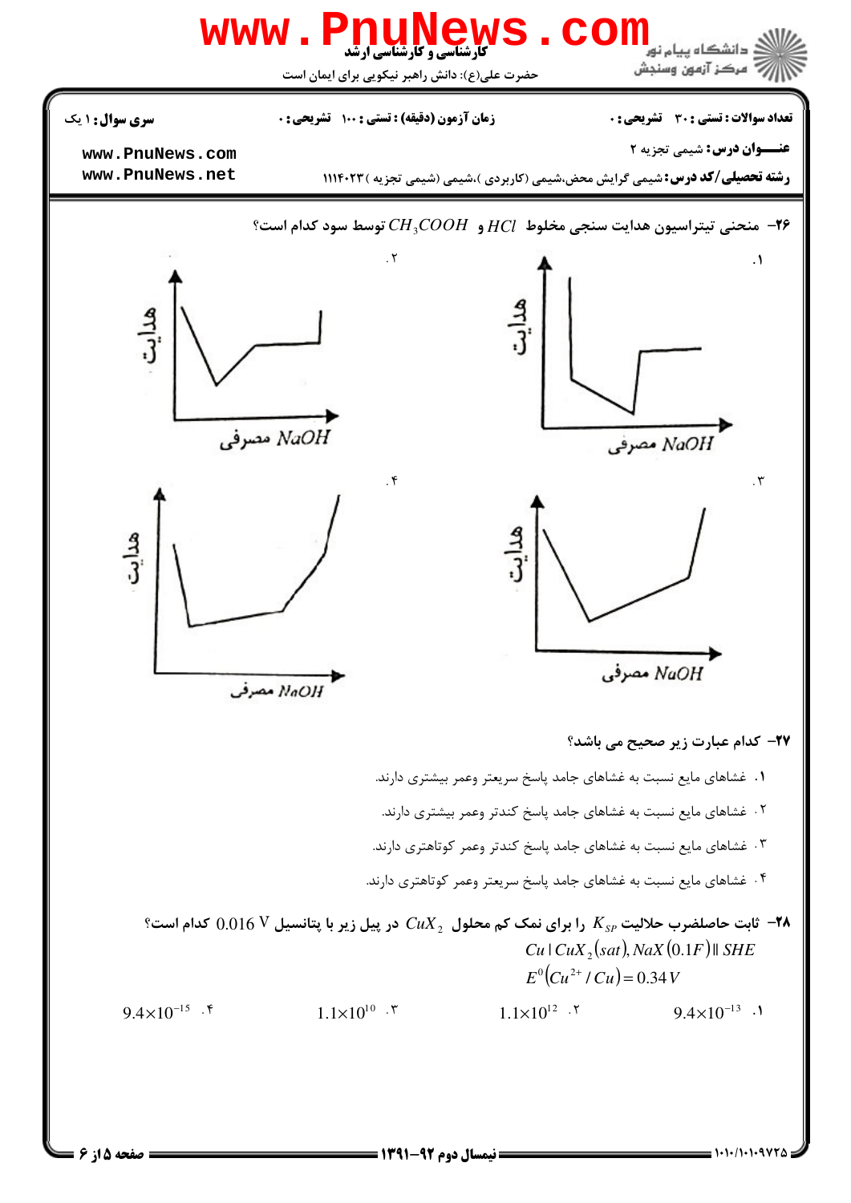سری سوال: ۱ یک

زمان آزمون (دقیقه) : تستی : ۱۰۰ تشریحی : ۰

تعداد سوالات : تستی : ۳۰ تشریحی : ۰

**عنـــوان درس:** شیمی تجزیه ۲

**رشته تحصیلی/کد درس:** شیمی گرایش محض،شیمی (کاربردی )،شیمی (شیمی تجزیه ) ۱۱۱۴۰۲۳

**۲۶-** منحنی تیتراسیون هدایت سنجی مخلوط $HCl$ و $CH_3COOH$ توسط سود کدام است؟

۱. (نمودار هدایت بر حسب $NaOH$ مصرفی)

۲. (نمودار هدایت بر حسب $NaOH$ مصرفی)

۳. (نمودار هدایت بر حسب $NaOH$ مصرفی)

۴. (نمودار هدایت بر حسب $NaOH$ مصرفی)

**۲۷-** کدام عبارت زیر صحیح می باشد؟

۱. غشاهای مایع نسبت به غشاهای جامد پاسخ سریعتر وعمر بیشتری دارند.

۲. غشاهای مایع نسبت به غشاهای جامد پاسخ کندتر وعمر بیشتری دارند.

۳. غشاهای مایع نسبت به غشاهای جامد پاسخ کندتر وعمر کوتاهتری دارند.

۴. غشاهای مایع نسبت به غشاهای جامد پاسخ سریعتر وعمر کوتاهتری دارند.

**۲۸-** ثابت حاصلضرب حلالیت $K_{sp}$ را برای نمک کم محلول $CuX_2$ در پیل زیر با پتانسیل $0.016\ V$ کدام است؟

$$Cu \mid CuX_2(sat), NaX(0.1F) \parallel SHE$$

$$E^0(Cu^{2+}/Cu) = 0.34\,V$$

۱. $9.4\times10^{-13}$

۲. $1.1\times10^{12}$

۳. $1.1\times10^{10}$

۴. $9.4\times10^{-15}$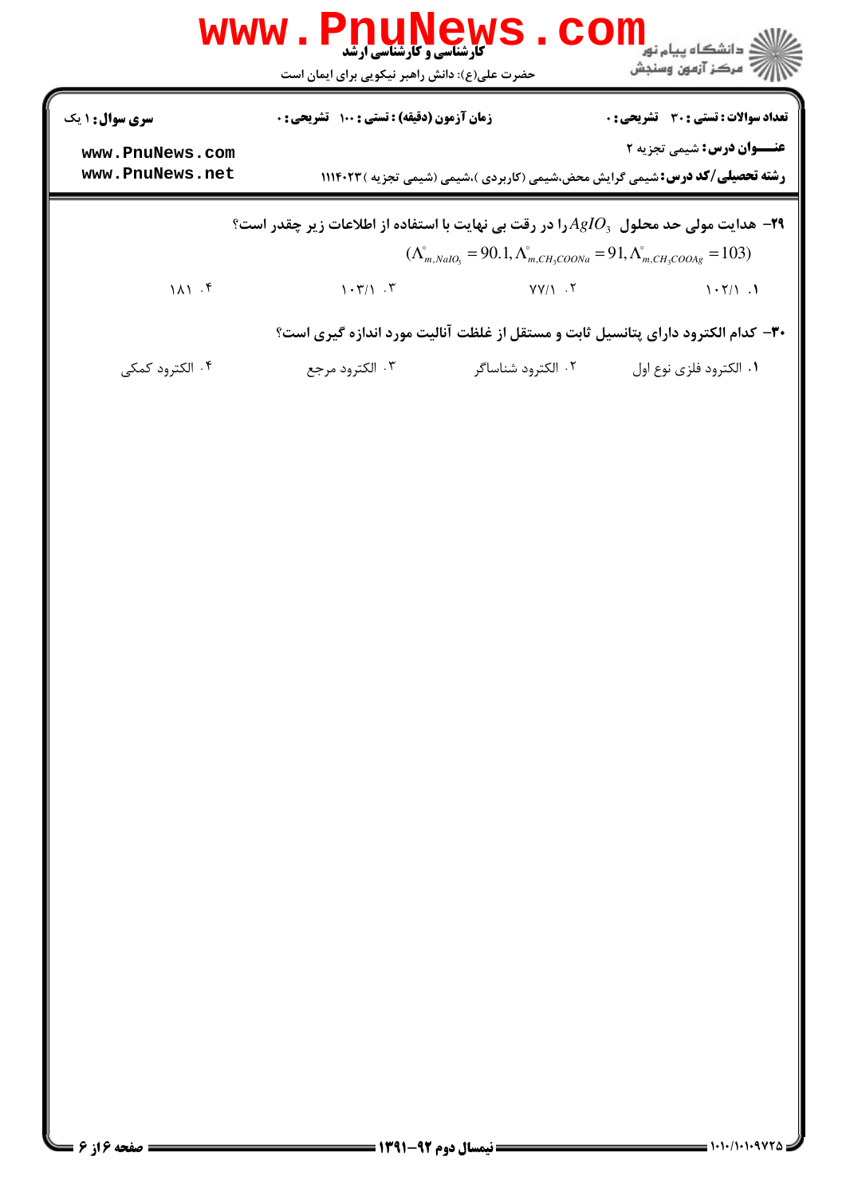**سری سوال:** ۱ یک

**زمان آزمون (دقیقه) : تستی : ۱۰۰ تشریحی : ۰**

**تعداد سوالات : تستی : ۳۰ تشریحی : ۰**

**عنـــوان درس:** شیمی تجزیه ۲

**رشته تحصیلی/کد درس:** شیمی گرایش محض،شیمی (کاربردی )،شیمی (شیمی تجزیه )۱۱۱۴۰۲۳

**۲۹- هدایت مولی حد محلول $AgIO_3$ را در رقت بی نهایت با استفاده از اطلاعات زیر چقدر است؟**

$$(\Lambda^{\circ}_{m,NaIO_3} = 90.1, \Lambda^{\circ}_{m,CH_3COONa} = 91, \Lambda^{\circ}_{m,CH_3COOAg} = 103)$$

۱. ۱۰۲/۱ ۲. ۷۷/۱ ۳. ۱۰۳/۱ ۴. ۱۸۱

**۳۰- کدام الکترود دارای پتانسیل ثابت و مستقل از غلظت آنالیت مورد اندازه گیری است؟**

۱. الکترود فلزی نوع اول ۲. الکترود شناساگر ۳. الکترود مرجع ۴. الکترود کمکی